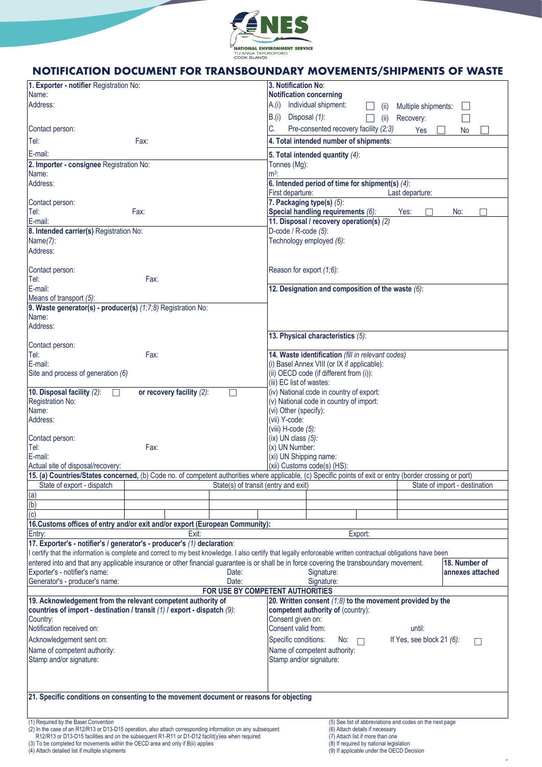NATIONAL ENVIRONMENT SERVICE
TU'ANGA TAPOROPORO
COOK ISLANDS

# NOTIFICATION DOCUMENT FOR TRANSBOUNDARY MOVEMENTS/SHIPMENTS OF WASTE

**1. Exporter - notifier** Registration No:
Name:
Address:

Contact person:
Tel: Fax:
E-mail:

**2. Importer - consignee** Registration No:
Name:
Address:

Contact person:
Tel: Fax:
E-mail:

**8. Intended carrier(s)** Registration No:
Name *(7)*:
Address:

Contact person:
Tel: Fax:
E-mail:
Means of transport *(5)*:

**9. Waste generator(s) - producer(s)** *(1;7;8)* Registration No:
Name:
Address:

Contact person:
Tel: Fax:
E-mail:
Site and process of generation *(6)*

**10. Disposal facility** *(2)*: ☐ **or recovery facility** *(2)*: ☐
Registration No:
Name:
Address:

Contact person:
Tel: Fax:
E-mail:
Actual site of disposal/recovery:

**3. Notification No**:
**Notification concerning**
A.(i) Individual shipment: ☐ (ii) Multiple shipments: ☐
B.(i) Disposal *(1)*: ☐ (ii) Recovery: ☐
C. Pre-consented recovery facility *(2;3)* Yes ☐ No ☐

**4. Total intended number of shipments**:

**5. Total intended quantity** *(4)*:
Tonnes (Mg):
$m^3$:

**6. Intended period of time for shipment(s)** *(4)*:
First departure: Last departure:

**7. Packaging type(s)** *(5)*:
**Special handling requirements** *(6)*: Yes: ☐ No: ☐

**11. Disposal / recovery operation(s)** *(2)*
D-code / R-code *(5)*:
Technology employed *(6)*:

Reason for export *(1;6)*:

**12. Designation and composition of the waste** *(6)*:

**13. Physical characteristics** *(5)*:

**14. Waste identification** *(fill in relevant codes)*
(i) Basel Annex VIII (or IX if applicable):
(ii) OECD code (if different from (i)):
(iii) EC list of wastes:
(iv) National code in country of export:
(v) National code in country of import:
(vi) Other (specify):
(vii) Y-code:
(viii) H-code *(5)*:
(ix) UN class *(5)*:
(x) UN Number:
(xi) UN Shipping name:
(xii) Customs code(s) (HS):

**15. (a) Countries/States concerned,** (b) Code no. of competent authorities where applicable, (c) Specific points of exit or entry (border crossing or port)

| State of export - dispatch | State(s) of transit (entry and exit) | | | State of import - destination |
|---|---|---|---|---|
| (a) | | | | |
| (b) | | | | |
| (c) | | | | |

**16.Customs offices of entry and/or exit and/or export (European Community):**
Entry: Exit: Export:

**17. Exporter's - notifier's / generator's - producer's** *(1)* **declaration**:
I certify that the information is complete and correct to my best knowledge. I also certify that legally enforceable written contractual obligations have been entered into and that any applicable insurance or other financial guarantee is or shall be in force covering the transboundary movement.
Exporter's - notifier's name: Date: Signature:
Generator's - producer's name: Date: Signature:

**18. Number of annexes attached**

**FOR USE BY COMPETENT AUTHORITIES**

**19. Acknowledgement from the relevant competent authority of countries of import - destination / transit** *(1)* **/ export - dispatch** *(9)*:
Country:
Notification received on:
Acknowledgement sent on:
Name of competent authority:
Stamp and/or signature:

**20. Written consent** *(1;8)* **to the movement provided by the competent authority of** (country):
Consent given on:
Consent valid from: until:
Specific conditions: No: ☐ If Yes, see block 21 *(6)*: ☐
Name of competent authority:
Stamp and/or signature:

**21. Specific conditions on consenting to the movement document or reasons for objecting**

(1) Required by the Basel Convention
(2) In the case of an R12/R13 or D13-D15 operation, also attach corresponding information on any subsequent R12/R13 or D13-D15 facilities and on the subsequent R1-R11 or D1-D12 facilit(y)ies when required
(3) To be completed for movements within the OECD area and only if B(ii) applies
(4) Attach detailed list if multiple shipments
(5) See list of abbreviations and codes on the next page
(6) Attach details if necessary
(7) Attach list if more than one
(8) If required by national legislation
(9) If applicable under the OECD Decision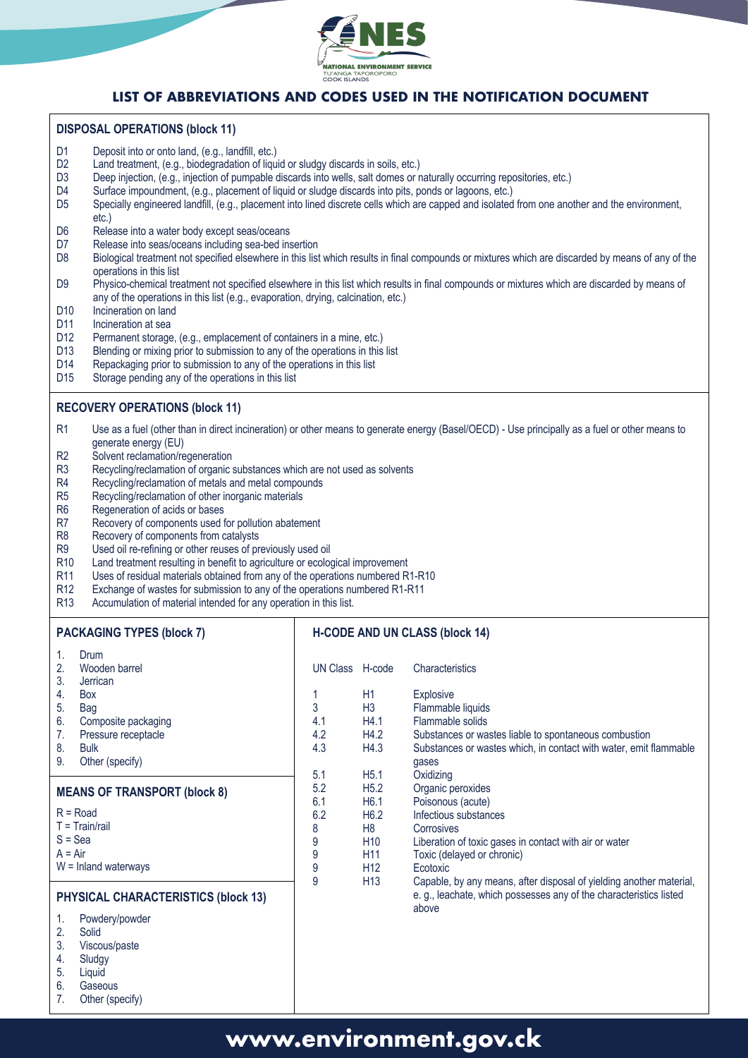NES

NATIONAL ENVIRONMENT SERVICE
TU'ANGA TAPOROPORO
COOK ISLANDS

# LIST OF ABBREVIATIONS AND CODES USED IN THE NOTIFICATION DOCUMENT

## DISPOSAL OPERATIONS (block 11)

- D1 Deposit into or onto land, (e.g., landfill, etc.)
- D2 Land treatment, (e.g., biodegradation of liquid or sludgy discards in soils, etc.)
- D3 Deep injection, (e.g., injection of pumpable discards into wells, salt domes or naturally occurring repositories, etc.)
- D4 Surface impoundment, (e.g., placement of liquid or sludge discards into pits, ponds or lagoons, etc.)
- D5 Specially engineered landfill, (e.g., placement into lined discrete cells which are capped and isolated from one another and the environment, etc.)
- D6 Release into a water body except seas/oceans
- D7 Release into seas/oceans including sea-bed insertion
- D8 Biological treatment not specified elsewhere in this list which results in final compounds or mixtures which are discarded by means of any of the operations in this list
- D9 Physico-chemical treatment not specified elsewhere in this list which results in final compounds or mixtures which are discarded by means of any of the operations in this list (e.g., evaporation, drying, calcination, etc.)
- D10 Incineration on land
- D11 Incineration at sea
- D12 Permanent storage, (e.g., emplacement of containers in a mine, etc.)
- D13 Blending or mixing prior to submission to any of the operations in this list
- D14 Repackaging prior to submission to any of the operations in this list
- D15 Storage pending any of the operations in this list

## RECOVERY OPERATIONS (block 11)

- R1 Use as a fuel (other than in direct incineration) or other means to generate energy (Basel/OECD) - Use principally as a fuel or other means to generate energy (EU)
- R2 Solvent reclamation/regeneration
- R3 Recycling/reclamation of organic substances which are not used as solvents
- R4 Recycling/reclamation of metals and metal compounds
- R5 Recycling/reclamation of other inorganic materials
- R6 Regeneration of acids or bases
- R7 Recovery of components used for pollution abatement
- R8 Recovery of components from catalysts
- R9 Used oil re-refining or other reuses of previously used oil
- R10 Land treatment resulting in benefit to agriculture or ecological improvement
- R11 Uses of residual materials obtained from any of the operations numbered R1-R10
- R12 Exchange of wastes for submission to any of the operations numbered R1-R11
- R13 Accumulation of material intended for any operation in this list.

## PACKAGING TYPES (block 7)

1. Drum
2. Wooden barrel
3. Jerrican
4. Box
5. Bag
6. Composite packaging
7. Pressure receptacle
8. Bulk
9. Other (specify)

## MEANS OF TRANSPORT (block 8)

R = Road
T = Train/rail
S = Sea
A = Air
W = Inland waterways

## PHYSICAL CHARACTERISTICS (block 13)

1. Powdery/powder
2. Solid
3. Viscous/paste
4. Sludgy
5. Liquid
6. Gaseous
7. Other (specify)

## H-CODE AND UN CLASS (block 14)

| UN Class | H-code | Characteristics |
|---|---|---|
| 1 | H1 | Explosive |
| 3 | H3 | Flammable liquids |
| 4.1 | H4.1 | Flammable solids |
| 4.2 | H4.2 | Substances or wastes liable to spontaneous combustion |
| 4.3 | H4.3 | Substances or wastes which, in contact with water, emit flammable gases |
| 5.1 | H5.1 | Oxidizing |
| 5.2 | H5.2 | Organic peroxides |
| 6.1 | H6.1 | Poisonous (acute) |
| 6.2 | H6.2 | Infectious substances |
| 8 | H8 | Corrosives |
| 9 | H10 | Liberation of toxic gases in contact with air or water |
| 9 | H11 | Toxic (delayed or chronic) |
| 9 | H12 | Ecotoxic |
| 9 | H13 | Capable, by any means, after disposal of yielding another material, e. g., leachate, which possesses any of the characteristics listed above |

www.environment.gov.ck